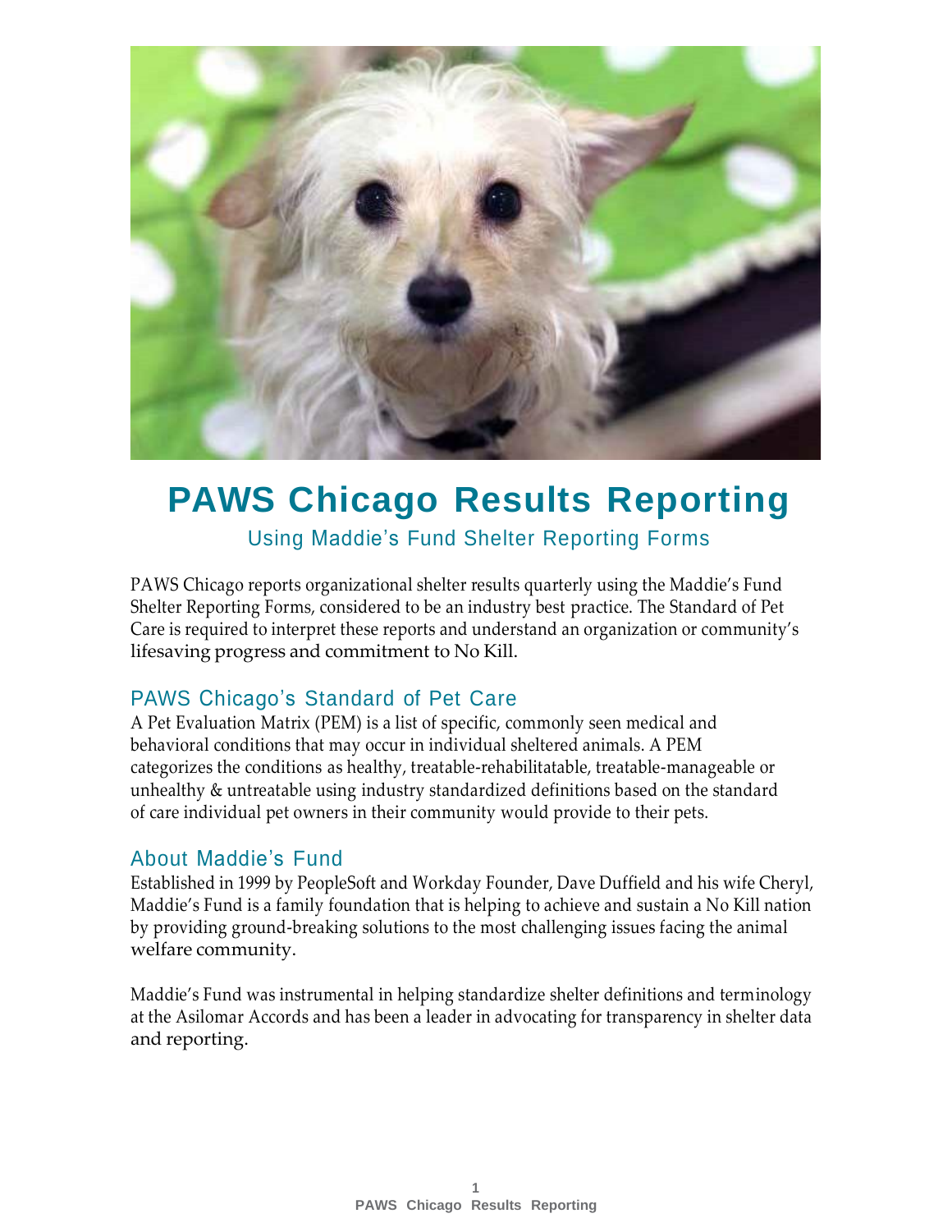# PAWS Chicago Results Reporting

Using Maddie's Fund Shelter Reporting Forms

PAWS Chicago reports organizational shelter results quarterly using the Maddie's Fund Shelter Reporting Forms, considered to be an industry best practice. The Standard of Pet Care is required to interpret these reports and understand an organization or community's lifesaving progress and commitment to No Kill.

## PAWS Chicago's Standard of Pet Care

A Pet Evaluation Matrix (PEM) is a list of specific, commonly seen medical and behavioral conditions that may occur in individual sheltered animals. A PEM categorizes the conditions as healthy, treatable-rehabilitatable, treatable-manageable or unhealthy & untreatable using industry standardized definitions based on the standard of care individual pet owners in their community would provide to their pets.

## About Maddie's Fund

Established in 1999 by PeopleSoft and Workday Founder, Dave Duffield and his wife Cheryl, Maddie's Fund is a family foundation that is helping to achieve and sustain a No Kill nation by providing ground-breaking solutions to the most challenging issues facing the animal welfare community.

Maddie's Fund was instrumental in helping standardize shelter definitions and terminology at the Asilomar Accords and has been a leader in advocating for transparency in shelter data and reporting.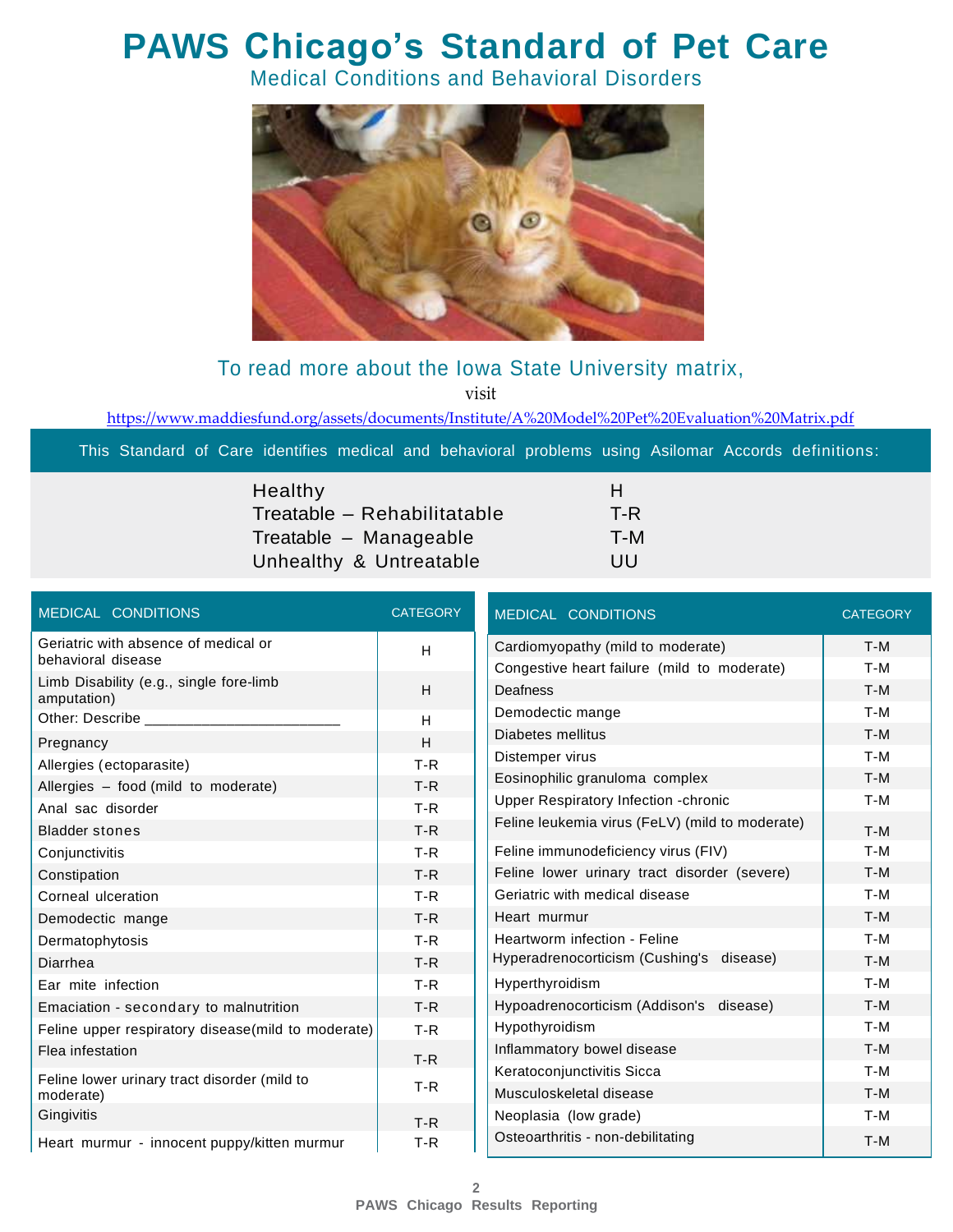# PAWS Chicago's Standard of Pet Care

## Medical Conditions and Behavioral Disorders

To read more about the Iowa State University matrix,

visit

https://www.maddiesfund.org/assets/documents/Institute/A%20Model%20Pet%20Evaluation%20Matrix.pdf

This Standard of Care identifies medical and behavioral problems using Asilomar Accords definitions:

| | |
|---|---|
| Healthy | H |
| Treatable – Rehabilitatable | T-R |
| Treatable – Manageable | T-M |
| Unhealthy & Untreatable | UU |

| MEDICAL CONDITIONS | CATEGORY |
|---|---|
| Geriatric with absence of medical or behavioral disease | H |
| Limb Disability (e.g., single fore-limb amputation) | H |
| Other: Describe ________________________ | H |
| Pregnancy | H |
| Allergies (ectoparasite) | T-R |
| Allergies – food (mild to moderate) | T-R |
| Anal sac disorder | T-R |
| Bladder stones | T-R |
| Conjunctivitis | T-R |
| Constipation | T-R |
| Corneal ulceration | T-R |
| Demodectic mange | T-R |
| Dermatophytosis | T-R |
| Diarrhea | T-R |
| Ear mite infection | T-R |
| Emaciation - secondary to malnutrition | T-R |
| Feline upper respiratory disease(mild to moderate) | T-R |
| Flea infestation | T-R |
| Feline lower urinary tract disorder (mild to moderate) | T-R |
| Gingivitis | T-R |
| Heart murmur - innocent puppy/kitten murmur | T-R |

| MEDICAL CONDITIONS | CATEGORY |
|---|---|
| Cardiomyopathy (mild to moderate) | T-M |
| Congestive heart failure (mild to moderate) | T-M |
| Deafness | T-M |
| Demodectic mange | T-M |
| Diabetes mellitus | T-M |
| Distemper virus | T-M |
| Eosinophilic granuloma complex | T-M |
| Upper Respiratory Infection -chronic | T-M |
| Feline leukemia virus (FeLV) (mild to moderate) | T-M |
| Feline immunodeficiency virus (FIV) | T-M |
| Feline lower urinary tract disorder (severe) | T-M |
| Geriatric with medical disease | T-M |
| Heart murmur | T-M |
| Heartworm infection - Feline | T-M |
| Hyperadrenocorticism (Cushing's disease) | T-M |
| Hyperthyroidism | T-M |
| Hypoadrenocorticism (Addison's disease) | T-M |
| Hypothyroidism | T-M |
| Inflammatory bowel disease | T-M |
| Keratoconjunctivitis Sicca | T-M |
| Musculoskeletal disease | T-M |
| Neoplasia (low grade) | T-M |
| Osteoarthritis - non-debilitating | T-M |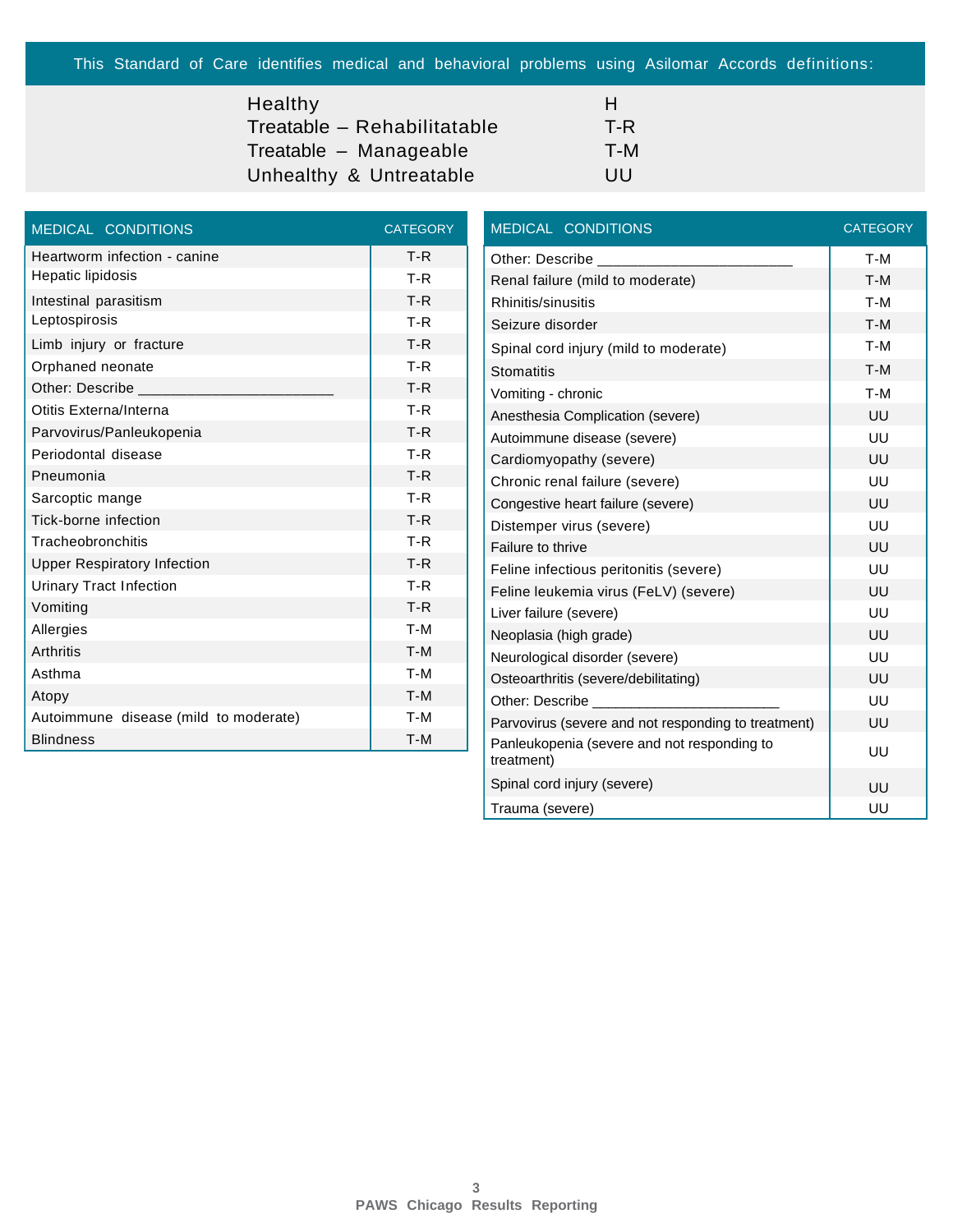This Standard of Care identifies medical and behavioral problems using Asilomar Accords definitions:

| | |
|---|---|
| Healthy | H |
| Treatable – Rehabilitatable | T-R |
| Treatable – Manageable | T-M |
| Unhealthy & Untreatable | UU |

| MEDICAL CONDITIONS | CATEGORY |
|---|---|
| Heartworm infection - canine | T-R |
| Hepatic lipidosis | T-R |
| Intestinal parasitism | T-R |
| Leptospirosis | T-R |
| Limb injury or fracture | T-R |
| Orphaned neonate | T-R |
| Other: Describe ______________________ | T-R |
| Otitis Externa/Interna | T-R |
| Parvovirus/Panleukopenia | T-R |
| Periodontal disease | T-R |
| Pneumonia | T-R |
| Sarcoptic mange | T-R |
| Tick-borne infection | T-R |
| Tracheobronchitis | T-R |
| Upper Respiratory Infection | T-R |
| Urinary Tract Infection | T-R |
| Vomiting | T-R |
| Allergies | T-M |
| Arthritis | T-M |
| Asthma | T-M |
| Atopy | T-M |
| Autoimmune disease (mild to moderate) | T-M |
| Blindness | T-M |

| MEDICAL CONDITIONS | CATEGORY |
|---|---|
| Other: Describe ______________________ | T-M |
| Renal failure (mild to moderate) | T-M |
| Rhinitis/sinusitis | T-M |
| Seizure disorder | T-M |
| Spinal cord injury (mild to moderate) | T-M |
| Stomatitis | T-M |
| Vomiting - chronic | T-M |
| Anesthesia Complication (severe) | UU |
| Autoimmune disease (severe) | UU |
| Cardiomyopathy (severe) | UU |
| Chronic renal failure (severe) | UU |
| Congestive heart failure (severe) | UU |
| Distemper virus (severe) | UU |
| Failure to thrive | UU |
| Feline infectious peritonitis (severe) | UU |
| Feline leukemia virus (FeLV) (severe) | UU |
| Liver failure (severe) | UU |
| Neoplasia (high grade) | UU |
| Neurological disorder (severe) | UU |
| Osteoarthritis (severe/debilitating) | UU |
| Other: Describe ______________________ | UU |
| Parvovirus (severe and not responding to treatment) | UU |
| Panleukopenia (severe and not responding to treatment) | UU |
| Spinal cord injury (severe) | UU |
| Trauma (severe) | UU |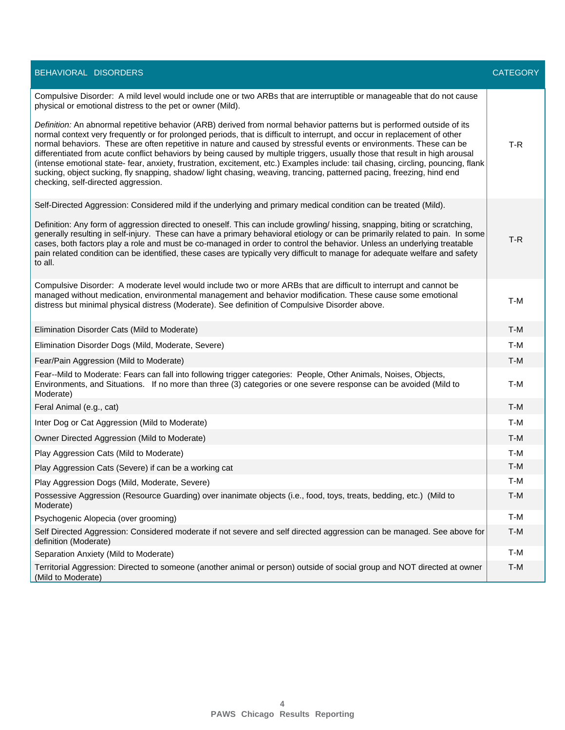| BEHAVIORAL DISORDERS | CATEGORY |
|---|---|
| Compulsive Disorder: A mild level would include one or two ARBs that are interruptible or manageable that do not cause physical or emotional distress to the pet or owner (Mild).<br><br>*Definition:* An abnormal repetitive behavior (ARB) derived from normal behavior patterns but is performed outside of its normal context very frequently or for prolonged periods, that is difficult to interrupt, and occur in replacement of other normal behaviors. These are often repetitive in nature and caused by stressful events or environments. These can be differentiated from acute conflict behaviors by being caused by multiple triggers, usually those that result in high arousal (intense emotional state- fear, anxiety, frustration, excitement, etc.) Examples include: tail chasing, circling, pouncing, flank sucking, object sucking, fly snapping, shadow/ light chasing, weaving, trancing, patterned pacing, freezing, hind end checking, self-directed aggression. | T-R |
| Self-Directed Aggression: Considered mild if the underlying and primary medical condition can be treated (Mild).<br><br>Definition: Any form of aggression directed to oneself. This can include growling/ hissing, snapping, biting or scratching, generally resulting in self-injury. These can have a primary behavioral etiology or can be primarily related to pain. In some cases, both factors play a role and must be co-managed in order to control the behavior. Unless an underlying treatable pain related condition can be identified, these cases are typically very difficult to manage for adequate welfare and safety to all. | T-R |
| Compulsive Disorder: A moderate level would include two or more ARBs that are difficult to interrupt and cannot be managed without medication, environmental management and behavior modification. These cause some emotional distress but minimal physical distress (Moderate). See definition of Compulsive Disorder above. | T-M |
| Elimination Disorder Cats (Mild to Moderate) | T-M |
| Elimination Disorder Dogs (Mild, Moderate, Severe) | T-M |
| Fear/Pain Aggression (Mild to Moderate) | T-M |
| Fear--Mild to Moderate: Fears can fall into following trigger categories: People, Other Animals, Noises, Objects, Environments, and Situations. If no more than three (3) categories or one severe response can be avoided (Mild to Moderate) | T-M |
| Feral Animal (e.g., cat) | T-M |
| Inter Dog or Cat Aggression (Mild to Moderate) | T-M |
| Owner Directed Aggression (Mild to Moderate) | T-M |
| Play Aggression Cats (Mild to Moderate) | T-M |
| Play Aggression Cats (Severe) if can be a working cat | T-M |
| Play Aggression Dogs (Mild, Moderate, Severe) | T-M |
| Possessive Aggression (Resource Guarding) over inanimate objects (i.e., food, toys, treats, bedding, etc.) (Mild to Moderate) | T-M |
| Psychogenic Alopecia (over grooming) | T-M |
| Self Directed Aggression: Considered moderate if not severe and self directed aggression can be managed. See above for definition (Moderate) | T-M |
| Separation Anxiety (Mild to Moderate) | T-M |
| Territorial Aggression: Directed to someone (another animal or person) outside of social group and NOT directed at owner (Mild to Moderate) | T-M |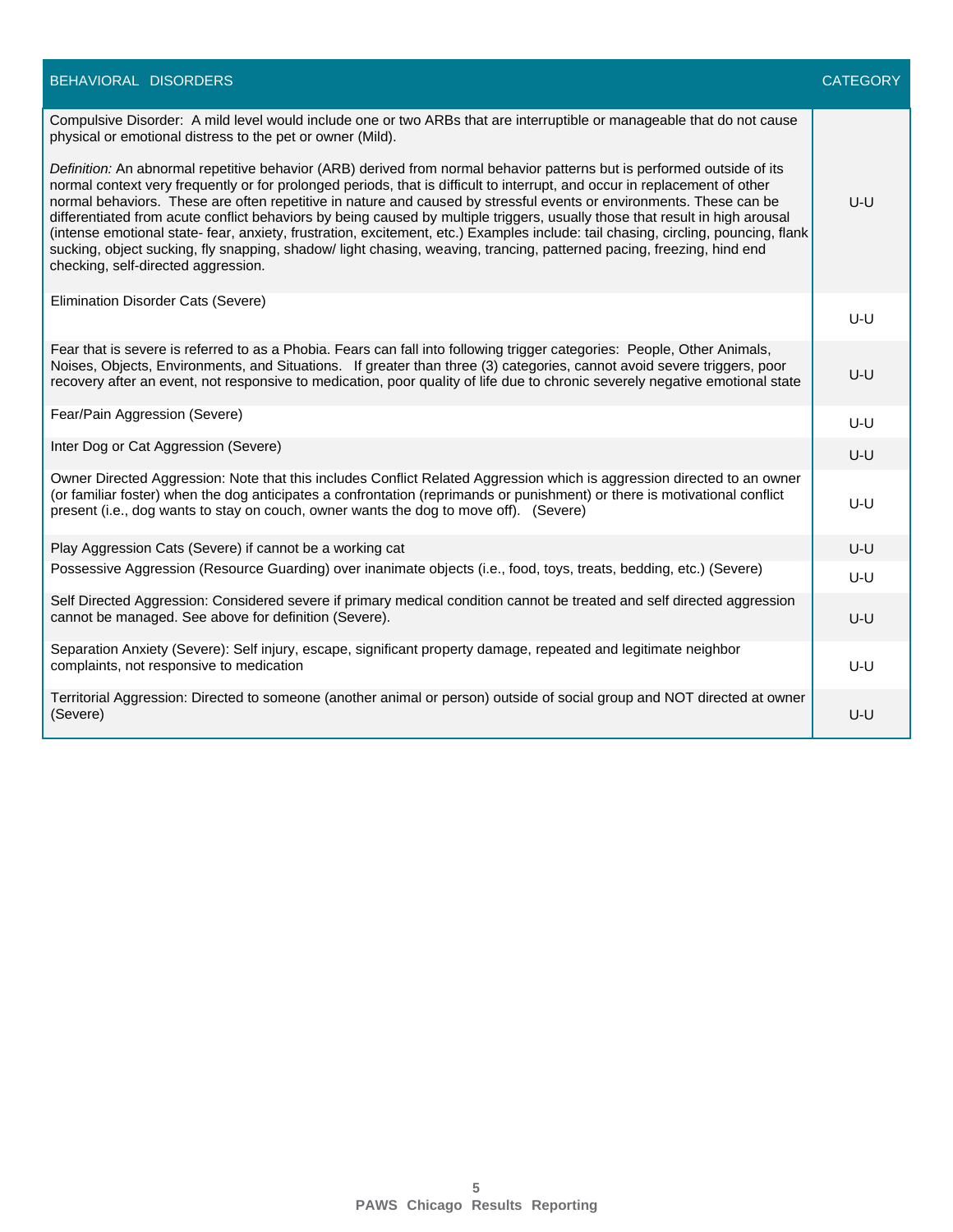| BEHAVIORAL DISORDERS | CATEGORY |
|---|---|
| Compulsive Disorder: A mild level would include one or two ARBs that are interruptible or manageable that do not cause physical or emotional distress to the pet or owner (Mild).<br><br>*Definition:* An abnormal repetitive behavior (ARB) derived from normal behavior patterns but is performed outside of its normal context very frequently or for prolonged periods, that is difficult to interrupt, and occur in replacement of other normal behaviors. These are often repetitive in nature and caused by stressful events or environments. These can be differentiated from acute conflict behaviors by being caused by multiple triggers, usually those that result in high arousal (intense emotional state- fear, anxiety, frustration, excitement, etc.) Examples include: tail chasing, circling, pouncing, flank sucking, object sucking, fly snapping, shadow/ light chasing, weaving, trancing, patterned pacing, freezing, hind end checking, self-directed aggression. | U-U |
| Elimination Disorder Cats (Severe) | U-U |
| Fear that is severe is referred to as a Phobia. Fears can fall into following trigger categories: People, Other Animals, Noises, Objects, Environments, and Situations. If greater than three (3) categories, cannot avoid severe triggers, poor recovery after an event, not responsive to medication, poor quality of life due to chronic severely negative emotional state | U-U |
| Fear/Pain Aggression (Severe) | U-U |
| Inter Dog or Cat Aggression (Severe) | U-U |
| Owner Directed Aggression: Note that this includes Conflict Related Aggression which is aggression directed to an owner (or familiar foster) when the dog anticipates a confrontation (reprimands or punishment) or there is motivational conflict present (i.e., dog wants to stay on couch, owner wants the dog to move off). (Severe) | U-U |
| Play Aggression Cats (Severe) if cannot be a working cat | U-U |
| Possessive Aggression (Resource Guarding) over inanimate objects (i.e., food, toys, treats, bedding, etc.) (Severe) | U-U |
| Self Directed Aggression: Considered severe if primary medical condition cannot be treated and self directed aggression cannot be managed. See above for definition (Severe). | U-U |
| Separation Anxiety (Severe): Self injury, escape, significant property damage, repeated and legitimate neighbor complaints, not responsive to medication | U-U |
| Territorial Aggression: Directed to someone (another animal or person) outside of social group and NOT directed at owner (Severe) | U-U |